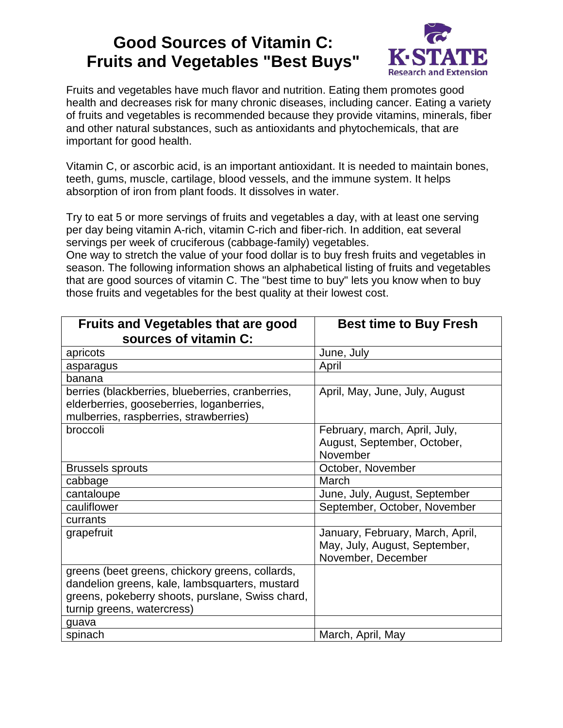# Good Sources of Vitamin C: Fruits and Vegetables "Best Buys"

K·STATE Research and Extension

Fruits and vegetables have much flavor and nutrition. Eating them promotes good health and decreases risk for many chronic diseases, including cancer. Eating a variety of fruits and vegetables is recommended because they provide vitamins, minerals, fiber and other natural substances, such as antioxidants and phytochemicals, that are important for good health.

Vitamin C, or ascorbic acid, is an important antioxidant. It is needed to maintain bones, teeth, gums, muscle, cartilage, blood vessels, and the immune system. It helps absorption of iron from plant foods. It dissolves in water.

Try to eat 5 or more servings of fruits and vegetables a day, with at least one serving per day being vitamin A-rich, vitamin C-rich and fiber-rich. In addition, eat several servings per week of cruciferous (cabbage-family) vegetables.
One way to stretch the value of your food dollar is to buy fresh fruits and vegetables in season. The following information shows an alphabetical listing of fruits and vegetables that are good sources of vitamin C. The "best time to buy" lets you know when to buy those fruits and vegetables for the best quality at their lowest cost.

| Fruits and Vegetables that are good sources of vitamin C: | Best time to Buy Fresh |
|---|---|
| apricots | June, July |
| asparagus | April |
| banana | |
| berries (blackberries, blueberries, cranberries, elderberries, gooseberries, loganberries, mulberries, raspberries, strawberries) | April, May, June, July, August |
| broccoli | February, march, April, July, August, September, October, November |
| Brussels sprouts | October, November |
| cabbage | March |
| cantaloupe | June, July, August, September |
| cauliflower | September, October, November |
| currants | |
| grapefruit | January, February, March, April, May, July, August, September, November, December |
| greens (beet greens, chickory greens, collards, dandelion greens, kale, lambsquarters, mustard greens, pokeberry shoots, purslane, Swiss chard, turnip greens, watercress) | |
| guava | |
| spinach | March, April, May |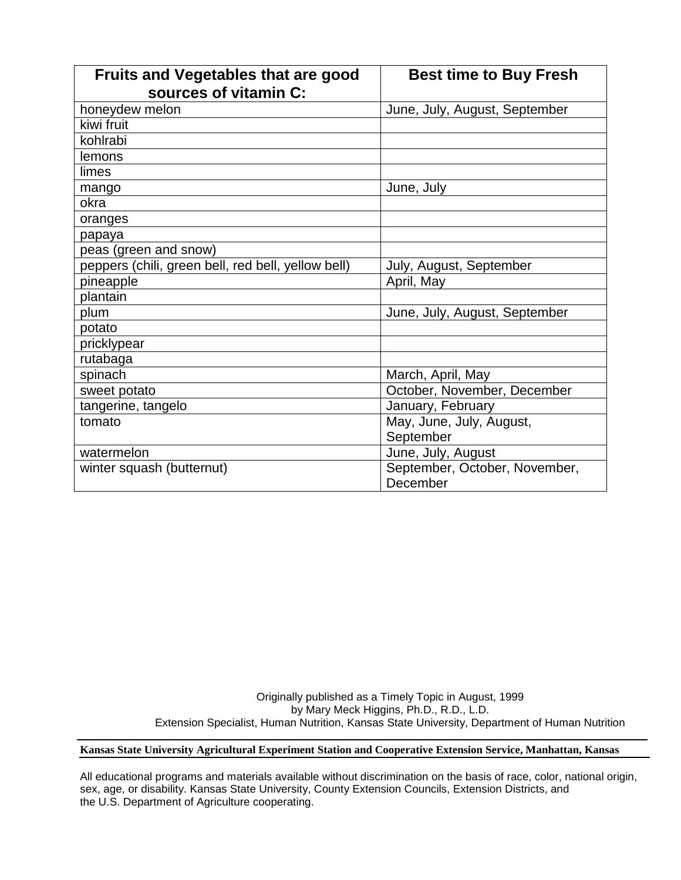| Fruits and Vegetables that are good sources of vitamin C: | Best time to Buy Fresh |
|---|---|
| honeydew melon | June, July, August, September |
| kiwi fruit | |
| kohlrabi | |
| lemons | |
| limes | |
| mango | June, July |
| okra | |
| oranges | |
| papaya | |
| peas (green and snow) | |
| peppers (chili, green bell, red bell, yellow bell) | July, August, September |
| pineapple | April, May |
| plantain | |
| plum | June, July, August, September |
| potato | |
| pricklypear | |
| rutabaga | |
| spinach | March, April, May |
| sweet potato | October, November, December |
| tangerine, tangelo | January, February |
| tomato | May, June, July, August, September |
| watermelon | June, July, August |
| winter squash (butternut) | September, October, November, December |

Originally published as a Timely Topic in August, 1999
by Mary Meck Higgins, Ph.D., R.D., L.D.
Extension Specialist, Human Nutrition, Kansas State University, Department of Human Nutrition

---

**Kansas State University Agricultural Experiment Station and Cooperative Extension Service, Manhattan, Kansas**

---

All educational programs and materials available without discrimination on the basis of race, color, national origin, sex, age, or disability. Kansas State University, County Extension Councils, Extension Districts, and the U.S. Department of Agriculture cooperating.